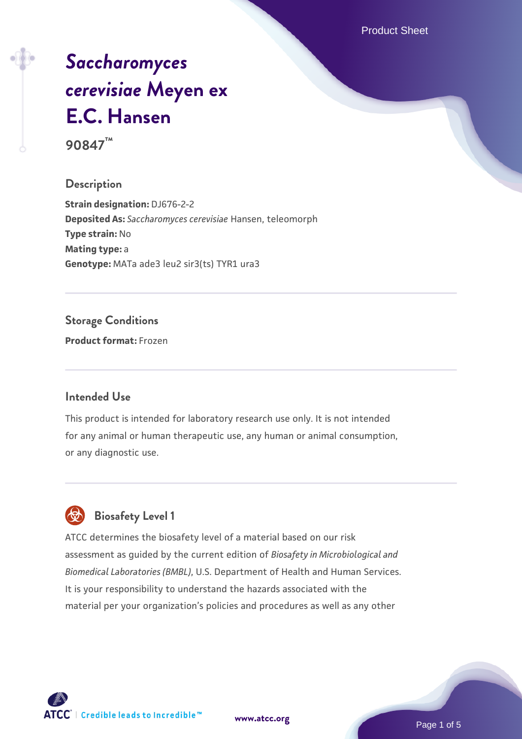# *Saccharomyces cerevisiae* Meyen ex E.C. Hansen

**90847™**

## Description

**Strain designation:** DJ676-2-2
**Deposited As:** *Saccharomyces cerevisiae* Hansen, teleomorph
**Type strain:** No
**Mating type:** a
**Genotype:** MATa ade3 leu2 sir3(ts) TYR1 ura3

## Storage Conditions

**Product format:** Frozen

## Intended Use

This product is intended for laboratory research use only. It is not intended for any animal or human therapeutic use, any human or animal consumption, or any diagnostic use.

## Biosafety Level 1

ATCC determines the biosafety level of a material based on our risk assessment as guided by the current edition of *Biosafety in Microbiological and Biomedical Laboratories (BMBL)*, U.S. Department of Health and Human Services. It is your responsibility to understand the hazards associated with the material per your organization's policies and procedures as well as any other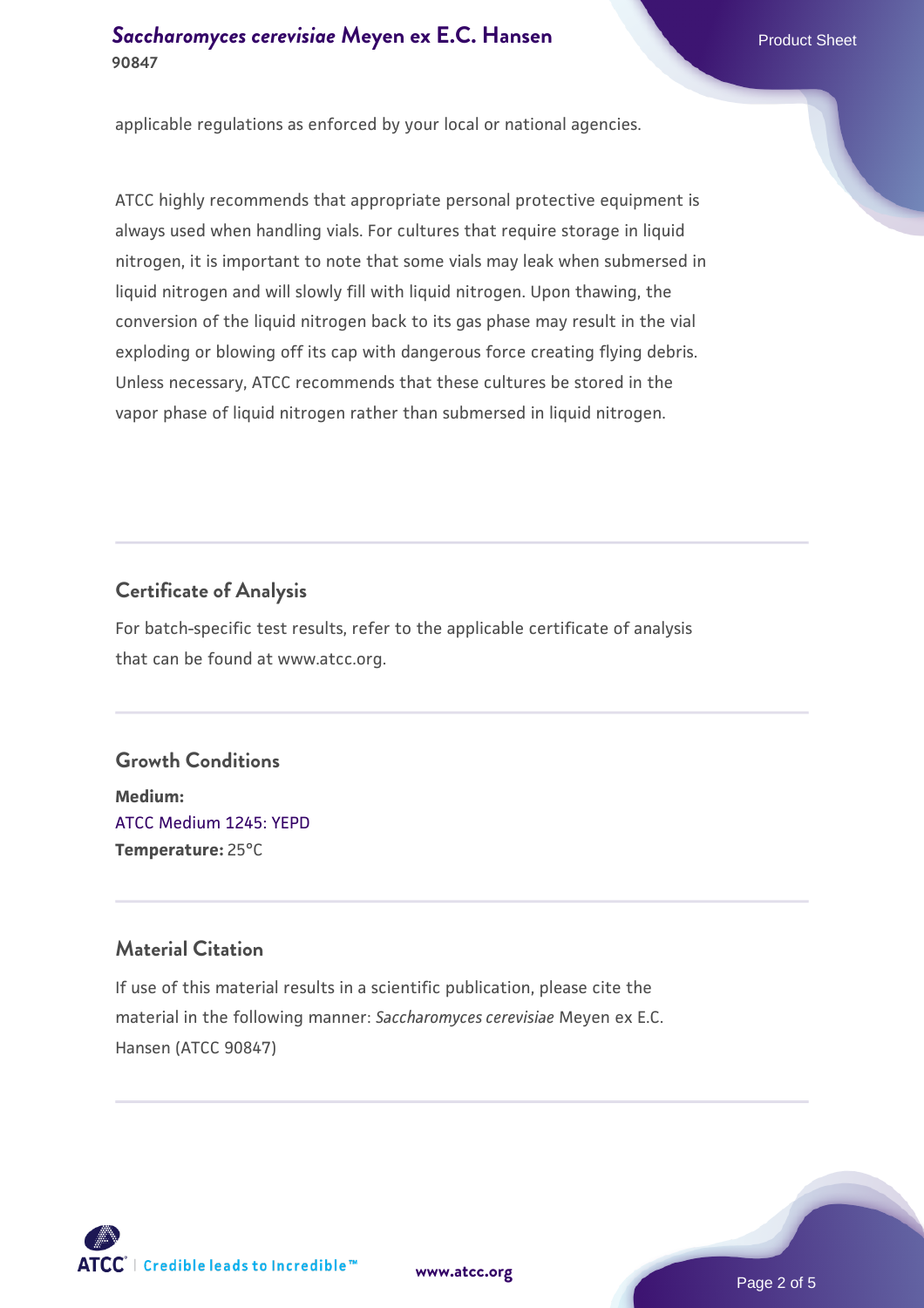applicable regulations as enforced by your local or national agencies.

ATCC highly recommends that appropriate personal protective equipment is always used when handling vials. For cultures that require storage in liquid nitrogen, it is important to note that some vials may leak when submersed in liquid nitrogen and will slowly fill with liquid nitrogen. Upon thawing, the conversion of the liquid nitrogen back to its gas phase may result in the vial exploding or blowing off its cap with dangerous force creating flying debris. Unless necessary, ATCC recommends that these cultures be stored in the vapor phase of liquid nitrogen rather than submersed in liquid nitrogen.

## Certificate of Analysis

For batch-specific test results, refer to the applicable certificate of analysis that can be found at www.atcc.org.

## Growth Conditions

**Medium:**
ATCC Medium 1245: YEPD
**Temperature:** 25°C

## Material Citation

If use of this material results in a scientific publication, please cite the material in the following manner: *Saccharomyces cerevisiae* Meyen ex E.C. Hansen (ATCC 90847)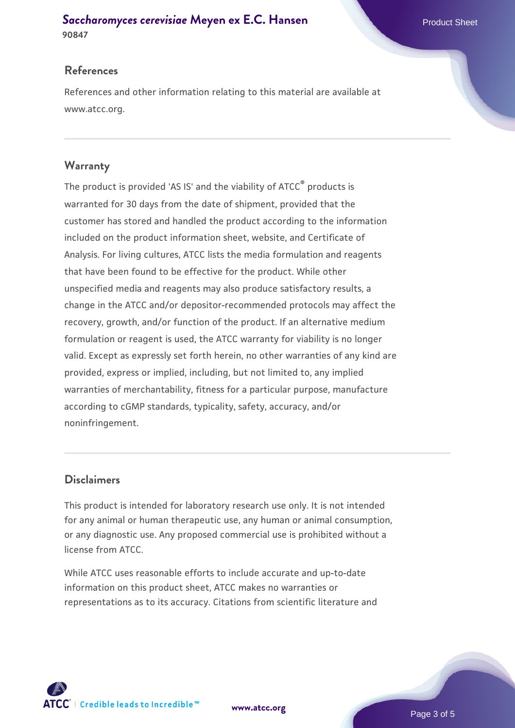## References

References and other information relating to this material are available at www.atcc.org.

## Warranty

The product is provided 'AS IS' and the viability of ATCC® products is warranted for 30 days from the date of shipment, provided that the customer has stored and handled the product according to the information included on the product information sheet, website, and Certificate of Analysis. For living cultures, ATCC lists the media formulation and reagents that have been found to be effective for the product. While other unspecified media and reagents may also produce satisfactory results, a change in the ATCC and/or depositor-recommended protocols may affect the recovery, growth, and/or function of the product. If an alternative medium formulation or reagent is used, the ATCC warranty for viability is no longer valid. Except as expressly set forth herein, no other warranties of any kind are provided, express or implied, including, but not limited to, any implied warranties of merchantability, fitness for a particular purpose, manufacture according to cGMP standards, typicality, safety, accuracy, and/or noninfringement.

## Disclaimers

This product is intended for laboratory research use only. It is not intended for any animal or human therapeutic use, any human or animal consumption, or any diagnostic use. Any proposed commercial use is prohibited without a license from ATCC.

While ATCC uses reasonable efforts to include accurate and up-to-date information on this product sheet, ATCC makes no warranties or representations as to its accuracy. Citations from scientific literature and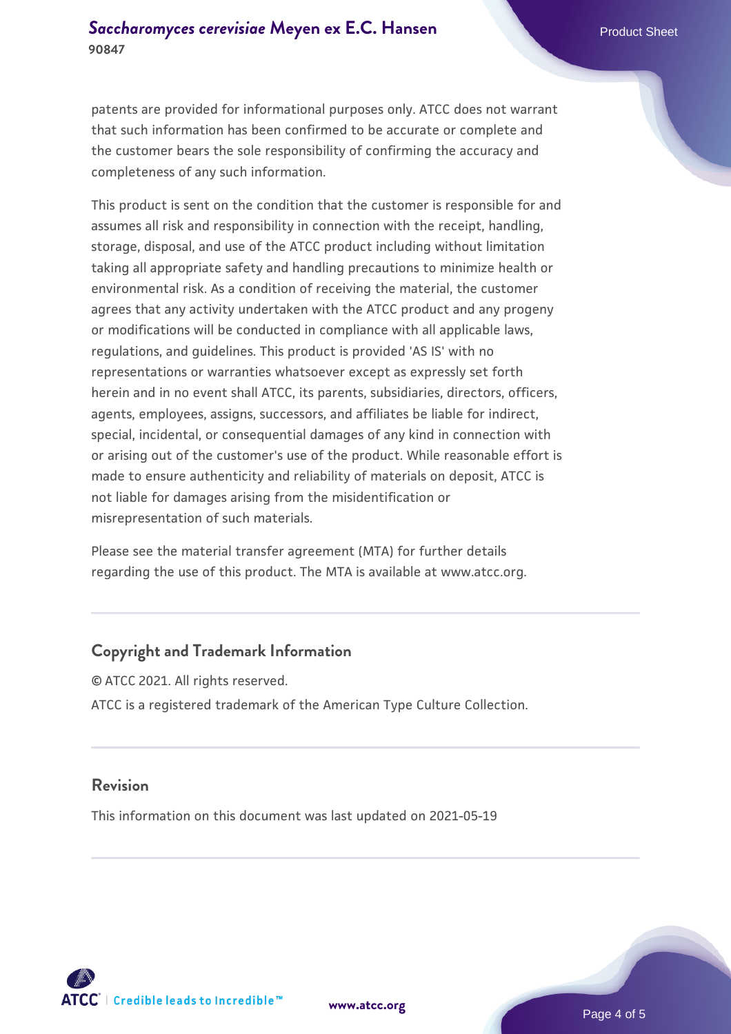patents are provided for informational purposes only. ATCC does not warrant that such information has been confirmed to be accurate or complete and the customer bears the sole responsibility of confirming the accuracy and completeness of any such information.

This product is sent on the condition that the customer is responsible for and assumes all risk and responsibility in connection with the receipt, handling, storage, disposal, and use of the ATCC product including without limitation taking all appropriate safety and handling precautions to minimize health or environmental risk. As a condition of receiving the material, the customer agrees that any activity undertaken with the ATCC product and any progeny or modifications will be conducted in compliance with all applicable laws, regulations, and guidelines. This product is provided 'AS IS' with no representations or warranties whatsoever except as expressly set forth herein and in no event shall ATCC, its parents, subsidiaries, directors, officers, agents, employees, assigns, successors, and affiliates be liable for indirect, special, incidental, or consequential damages of any kind in connection with or arising out of the customer's use of the product. While reasonable effort is made to ensure authenticity and reliability of materials on deposit, ATCC is not liable for damages arising from the misidentification or misrepresentation of such materials.

Please see the material transfer agreement (MTA) for further details regarding the use of this product. The MTA is available at www.atcc.org.

## Copyright and Trademark Information

© ATCC 2021. All rights reserved.

ATCC is a registered trademark of the American Type Culture Collection.

## Revision

This information on this document was last updated on 2021-05-19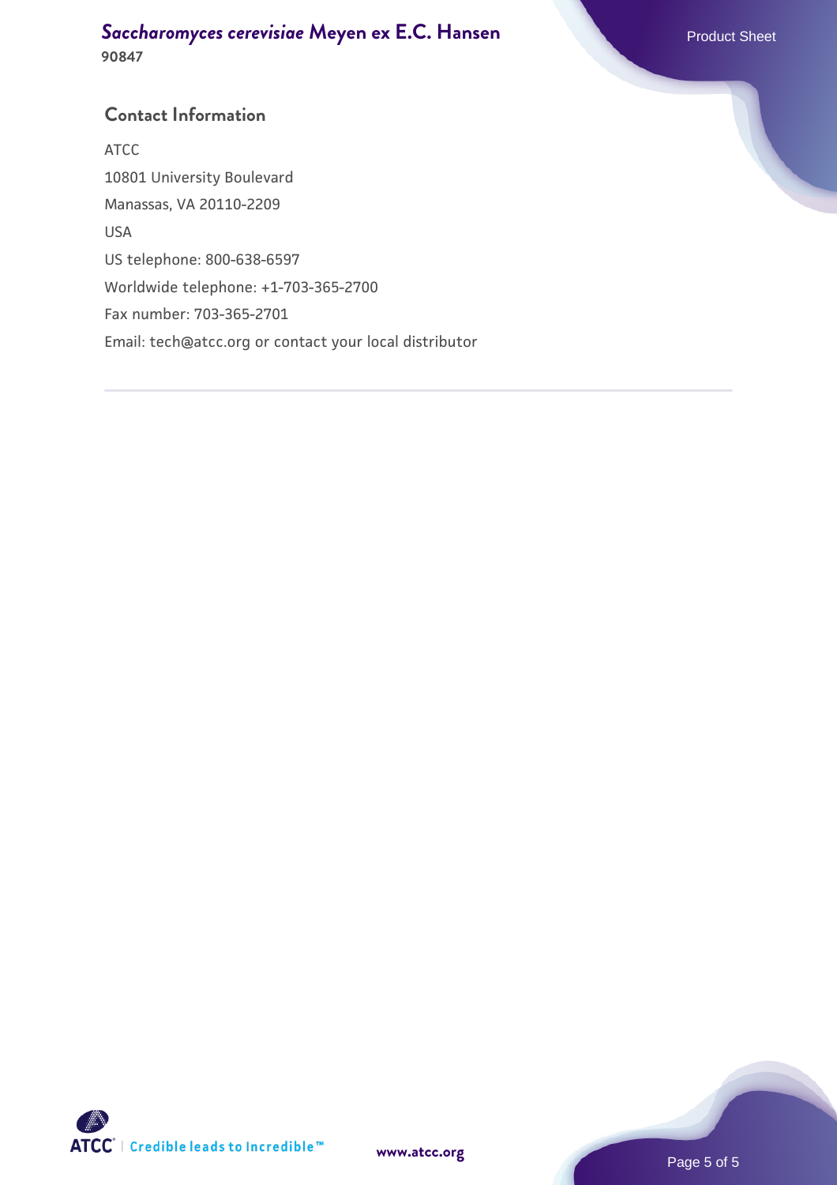## Contact Information

ATCC

10801 University Boulevard

Manassas, VA 20110-2209

USA

US telephone: 800-638-6597

Worldwide telephone: +1-703-365-2700

Fax number: 703-365-2701

Email: tech@atcc.org or contact your local distributor